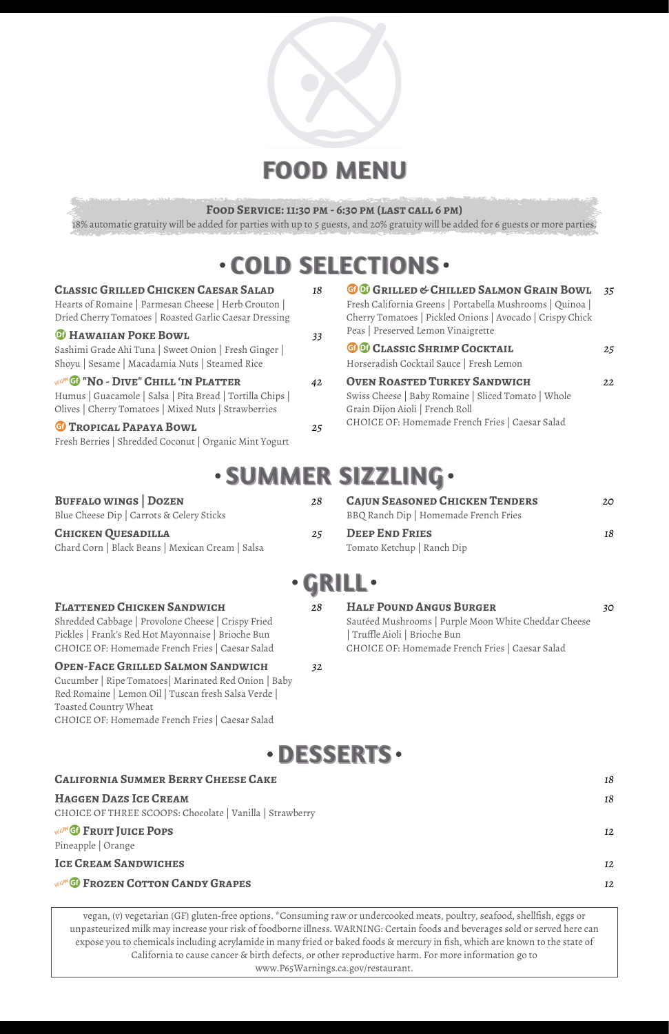# FOOD MENU

**Food Service: 11:30 PM - 6:30 PM (Last Call 6 PM)**

18% automatic gratuity will be added for parties with up to 5 guests, and 20% gratuity will be added for 6 guests or more parties.

## • COLD SELECTIONS •

**Classic Grilled Chicken Caesar Salad** — *18*
Hearts of Romaine | Parmesan Cheese | Herb Crouton | Dried Cherry Tomatoes | Roasted Garlic Caesar Dressing

DF **Hawaiian Poke Bowl** — *33*
Sashimi Grade Ahi Tuna | Sweet Onion | Fresh Ginger | Shoyu | Sesame | Macadamia Nuts | Steamed Rice

VEGAN GF **"No - Dive" Chill 'in Platter** — *42*
Humus | Guacamole | Salsa | Pita Bread | Tortilla Chips | Olives | Cherry Tomatoes | Mixed Nuts | Strawberries

GF **Tropical Papaya Bowl** — *25*
Fresh Berries | Shredded Coconut | Organic Mint Yogurt

GF DF **Grilled & Chilled Salmon Grain Bowl** — *35*
Fresh California Greens | Portabella Mushrooms | Quinoa | Cherry Tomatoes | Pickled Onions | Avocado | Crispy Chick Peas | Preserved Lemon Vinaigrette

GF DF **Classic Shrimp Cocktail** — *25*
Horseradish Cocktail Sauce | Fresh Lemon

**Oven Roasted Turkey Sandwich** — *22*
Swiss Cheese | Baby Romaine | Sliced Tomato | Whole Grain Dijon Aioli | French Roll
CHOICE OF: Homemade French Fries | Caesar Salad

## • SUMMER SIZZLING •

**Buffalo Wings | Dozen** — *28*
Blue Cheese Dip | Carrots & Celery Sticks

**Chicken Quesadilla** — *25*
Chard Corn | Black Beans | Mexican Cream | Salsa

**Cajun Seasoned Chicken Tenders** — *20*
BBQ Ranch Dip | Homemade French Fries

**Deep End Fries** — *18*
Tomato Ketchup | Ranch Dip

## • GRILL •

**Flattened Chicken Sandwich** — *28*
Shredded Cabbage | Provolone Cheese | Crispy Fried Pickles | Frank's Red Hot Mayonnaise | Brioche Bun
CHOICE OF: Homemade French Fries | Caesar Salad

**Open-Face Grilled Salmon Sandwich** — *32*
Cucumber | Ripe Tomatoes| Marinated Red Onion | Baby Red Romaine | Lemon Oil | Tuscan fresh Salsa Verde | Toasted Country Wheat
CHOICE OF: Homemade French Fries | Caesar Salad

**Half Pound Angus Burger** — *30*
Sautéed Mushrooms | Purple Moon White Cheddar Cheese | Truffle Aioli | Brioche Bun
CHOICE OF: Homemade French Fries | Caesar Salad

## • DESSERTS •

**California Summer Berry Cheese Cake** — *18*

**Haggen Dazs Ice Cream** — *18*
CHOICE OF THREE SCOOPS: Chocolate | Vanilla | Strawberry

VEGAN GF **Fruit Juice Pops** — *12*
Pineapple | Orange

**Ice Cream Sandwiches** — *12*

VEGAN GF **Frozen Cotton Candy Grapes** — *12*

vegan, (v) vegetarian (GF) gluten-free options. *Consuming raw or undercooked meats, poultry, seafood, shellfish, eggs or unpasteurized milk may increase your risk of foodborne illness. WARNING: Certain foods and beverages sold or served here can expose you to chemicals including acrylamide in many fried or baked foods & mercury in fish, which are known to the state of California to cause cancer & birth defects, or other reproductive harm. For more information go to www.P65Warnings.ca.gov/restaurant.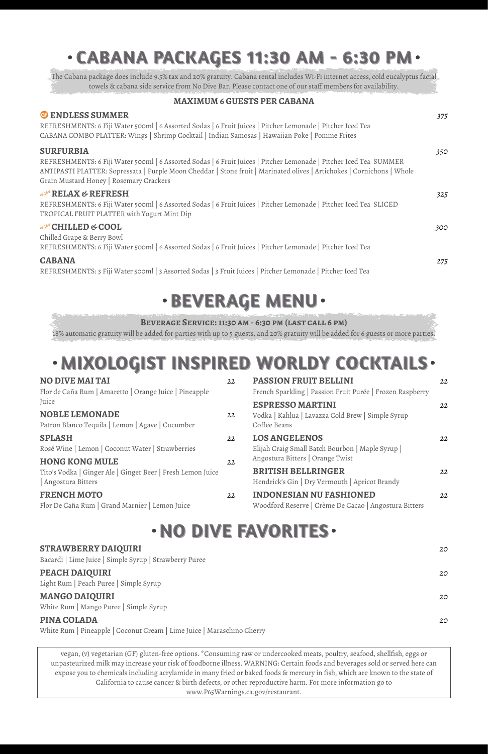# • CABANA PACKAGES 11:30 AM - 6:30 PM •

The Cabana package does include 9.5% tax and 20% gratuity. Cabana rental includes Wi-Fi internet access, cold eucalyptus facial towels & cabana side service from No Dive Bar. Please contact one of our staff members for availability.

**MAXIMUM 6 GUESTS PER CABANA**

**GF ENDLESS SUMMER** — *375*
REFRESHMENTS: 6 Fiji Water 500ml | 6 Assorted Sodas | 6 Fruit Juices | Pitcher Lemonade | Pitcher Iced Tea
CABANA COMBO PLATTER: Wings | Shrimp Cocktail | Indian Samosas | Hawaiian Poke | Pomme Frites

**SURFURBIA** — *350*
REFRESHMENTS: 6 Fiji Water 500ml | 6 Assorted Sodas | 6 Fruit Juices | Pitcher Lemonade | Pitcher Iced Tea SUMMER ANTIPASTI PLATTER: Sopressata | Purple Moon Cheddar | Stone fruit | Marinated olives | Artichokes | Cornichons | Whole Grain Mustard Honey | Rosemary Crackers

**VEGAN RELAX & REFRESH** — *325*
REFRESHMENTS: 6 Fiji Water 500ml | 6 Assorted Sodas | 6 Fruit Juices | Pitcher Lemonade | Pitcher Iced Tea SLICED TROPICAL FRUIT PLATTER with Yogurt Mint Dip

**VEGAN CHILLED & COOL** — *300*
Chilled Grape & Berry Bowl
REFRESHMENTS: 6 Fiji Water 500ml | 6 Assorted Sodas | 6 Fruit Juices | Pitcher Lemonade | Pitcher Iced Tea

**CABANA** — *275*
REFRESHMENTS: 3 Fiji Water 500ml | 3 Assorted Sodas | 3 Fruit Juices | Pitcher Lemonade | Pitcher Iced Tea

# • BEVERAGE MENU •

**BEVERAGE SERVICE: 11:30 AM - 6:30 PM (LAST CALL 6 PM)**

18% automatic gratuity will be added for parties with up to 5 guests, and 20% gratuity will be added for 6 guests or more parties.

# • MIXOLOGIST INSPIRED WORLDY COCKTAILS •

**NO DIVE MAI TAI** — 22
Flor de Caña Rum | Amaretto | Orange Juice | Pineapple Juice

**NOBLE LEMONADE** — 22
Patron Blanco Tequila | Lemon | Agave | Cucumber

**SPLASH** — 22
Rosé Wine | Lemon | Coconut Water | Strawberries

**HONG KONG MULE** — 22
Tito's Vodka | Ginger Ale | Ginger Beer | Fresh Lemon Juice | Angostura Bitters

**FRENCH MOTO** — 22
Flor De Caña Rum | Grand Marnier | Lemon Juice

**PASSION FRUIT BELLINI** — 22
French Sparkling | Passion Fruit Purée | Frozen Raspberry

**ESPRESSO MARTINI** — 22
Vodka | Kahlua | Lavazza Cold Brew | Simple Syrup Coffee Beans

**LOS ANGELENOS** — 22
Elijah Craig Small Batch Bourbon | Maple Syrup | Angostura Bitters | Orange Twist

**BRITISH BELLRINGER** — 22
Hendrick's Gin | Dry Vermouth | Apricot Brandy

**INDONESIAN NU FASHIONED** — 22
Woodford Reserve | Crème De Cacao | Angostura Bitters

# • NO DIVE FAVORITES •

**STRAWBERRY DAIQUIRI** — *20*
Bacardi | Lime Juice | Simple Syrup | Strawberry Puree

**PEACH DAIQUIRI** — *20*
Light Rum | Peach Puree | Simple Syrup

**MANGO DAIQUIRI** — *20*
White Rum | Mango Puree | Simple Syrup

**PINA COLADA** — *20*
White Rum | Pineapple | Coconut Cream | Lime Juice | Maraschino Cherry

vegan, (v) vegetarian (GF) gluten-free options. *Consuming raw or undercooked meats, poultry, seafood, shellfish, eggs or unpasteurized milk may increase your risk of foodborne illness. WARNING: Certain foods and beverages sold or served here can expose you to chemicals including acrylamide in many fried or baked foods & mercury in fish, which are known to the state of California to cause cancer & birth defects, or other reproductive harm. For more information go to www.P65Warnings.ca.gov/restaurant.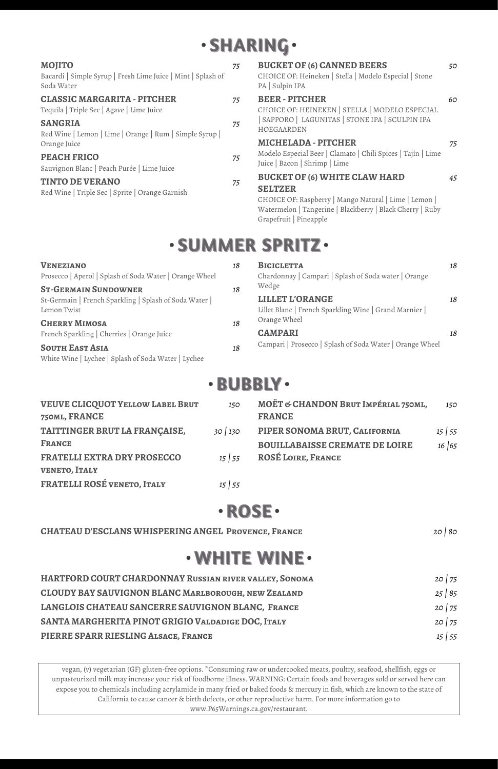# • SHARING •

**MOJITO** *75*
Bacardi | Simple Syrup | Fresh Lime Juice | Mint | Splash of Soda Water

**CLASSIC MARGARITA - PITCHER** *75*
Tequila | Triple Sec | Agave | Lime Juice

**SANGRIA** *75*
Red Wine | Lemon | Lime | Orange | Rum | Simple Syrup | Orange Juice

**PEACH FRICO** *75*
Sauvignon Blanc | Peach Purée | Lime Juice

**TINTO DE VERANO** *75*
Red Wine | Triple Sec | Sprite | Orange Garnish

**BUCKET OF (6) CANNED BEERS** *50*
CHOICE OF: Heineken | Stella | Modelo Especial | Stone PA | Sulpin IPA

**BEER - PITCHER** *60*
CHOICE OF: HEINEKEN | STELLA | MODELO ESPECIAL | SAPPORO | LAGUNITAS | STONE IPA | SCULPIN IPA HOEGAARDEN

**MICHELADA - PITCHER** *75*
Modelo Especial Beer | Clamato | Chili Spices | Tajín | Lime Juice | Bacon | Shrimp | Lime

**BUCKET OF (6) WHITE CLAW HARD SELTZER** *45*
CHOICE OF: Raspberry | Mango Natural | Lime | Lemon | Watermelon | Tangerine | Blackberry | Black Cherry | Ruby Grapefruit | Pineapple

# • SUMMER SPRITZ •

**Veneziano** *18*
Prosecco | Aperol | Splash of Soda Water | Orange Wheel

**St-Germain Sundowner** *18*
St-Germain | French Sparkling | Splash of Soda Water | Lemon Twist

**Cherry Mimosa** *18*
French Sparkling | Cherries | Orange Juice

**South East Asia** *18*
White Wine | Lychee | Splash of Soda Water | Lychee

**Bicicletta** *18*
Chardonnay | Campari | Splash of Soda water | Orange Wedge

**LILLET L'ORANGE** *18*
Lillet Blanc | French Sparkling Wine | Grand Marnier | Orange Wheel

**CAMPARI** *18*
Campari | Prosecco | Splash of Soda Water | Orange Wheel

# • BUBBLY •

**VEUVE CLICQUOT Yellow Label Brut 750ml, FRANCE** *150*

**TAITTINGER BRUT LA FRANÇAISE, France** *30 | 130*

**FRATELLI EXTRA DRY PROSECCO veneto, Italy** *15 | 55*

**FRATELLI ROSÉ veneto, Italy** *15 | 55*

**MOËT & CHANDON Brut Impérial 750ml, FRANCE** *150*

**PIPER SONOMA BRUT, California** *15 | 55*

**BOUILLABAISSE CREMATE DE LOIRE ROSÉ Loire, France** *16 |65*

# • ROSE •

**CHATEAU D'ESCLANS WHISPERING ANGEL Provence, France** *20 | 80*

# • WHITE WINE •

**HARTFORD COURT CHARDONNAY Russian river valley, Sonoma** *20 | 75*

**CLOUDY BAY SAUVIGNON BLANC Marlborough, new Zealand** *25 | 85*

**LANGLOIS CHATEAU SANCERRE SAUVIGNON BLANC, France** *20 | 75*

**SANTA MARGHERITA PINOT GRIGIO Valdadige DOC, Italy** *20 | 75*

**PIERRE SPARR RIESLING Alsace, France** *15 | 55*

vegan, (v) vegetarian (GF) gluten-free options. *Consuming raw or undercooked meats, poultry, seafood, shellfish, eggs or unpasteurized milk may increase your risk of foodborne illness. WARNING: Certain foods and beverages sold or served here can expose you to chemicals including acrylamide in many fried or baked foods & mercury in fish, which are known to the state of California to cause cancer & birth defects, or other reproductive harm. For more information go to www.P65Warnings.ca.gov/restaurant.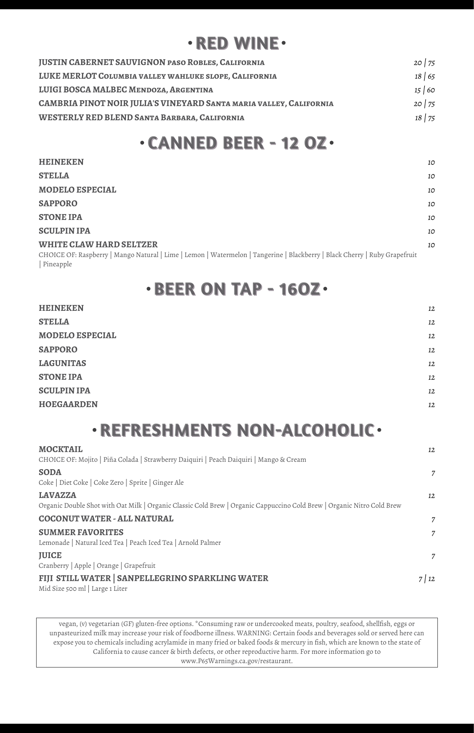# • RED WINE •

**JUSTIN CABERNET SAUVIGNON PASO ROBLES, CALIFORNIA** *20 | 75*

**LUKE MERLOT COLUMBIA VALLEY WAHLUKE SLOPE, CALIFORNIA** *18 | 65*

**LUIGI BOSCA MALBEC MENDOZA, ARGENTINA** *15 | 60*

**CAMBRIA PINOT NOIR JULIA'S VINEYARD SANTA MARIA VALLEY, CALIFORNIA** *20 | 75*

**WESTERLY RED BLEND SANTA BARBARA, CALIFORNIA** *18 | 75*

# • CANNED BEER - 12 OZ •

**HEINEKEN** *10*

**STELLA** *10*

**MODELO ESPECIAL** *10*

**SAPPORO** *10*

**STONE IPA** *10*

**SCULPIN IPA** *10*

**WHITE CLAW HARD SELTZER** *10*
CHOICE OF: Raspberry | Mango Natural | Lime | Lemon | Watermelon | Tangerine | Blackberry | Black Cherry | Ruby Grapefruit | Pineapple

# • BEER ON TAP - 16OZ •

**HEINEKEN** *12*

**STELLA** *12*

**MODELO ESPECIAL** *12*

**SAPPORO** *12*

**LAGUNITAS** *12*

**STONE IPA** *12*

**SCULPIN IPA** *12*

**HOEGAARDEN** *12*

# • REFRESHMENTS NON-ALCOHOLIC •

**MOCKTAIL** *12*
CHOICE OF: Mojito | Piña Colada | Strawberry Daiquiri | Peach Daiquiri | Mango & Cream

**SODA** *7*
Coke | Diet Coke | Coke Zero | Sprite | Ginger Ale

**LAVAZZA** *12*
Organic Double Shot with Oat Milk | Organic Classic Cold Brew | Organic Cappuccino Cold Brew | Organic Nitro Cold Brew

**COCONUT WATER - ALL NATURAL** *7*

**SUMMER FAVORITES** *7*
Lemonade | Natural Iced Tea | Peach Iced Tea | Arnold Palmer

**JUICE** *7*
Cranberry | Apple | Orange | Grapefruit

**FIJI STILL WATER | SANPELLEGRINO SPARKLING WATER** *7 | 12*
Mid Size 500 ml | Large 1 Liter

vegan, (v) vegetarian (GF) gluten-free options. *Consuming raw or undercooked meats, poultry, seafood, shellfish, eggs or unpasteurized milk may increase your risk of foodborne illness. WARNING: Certain foods and beverages sold or served here can expose you to chemicals including acrylamide in many fried or baked foods & mercury in fish, which are known to the state of California to cause cancer & birth defects, or other reproductive harm. For more information go to www.P65Warnings.ca.gov/restaurant.